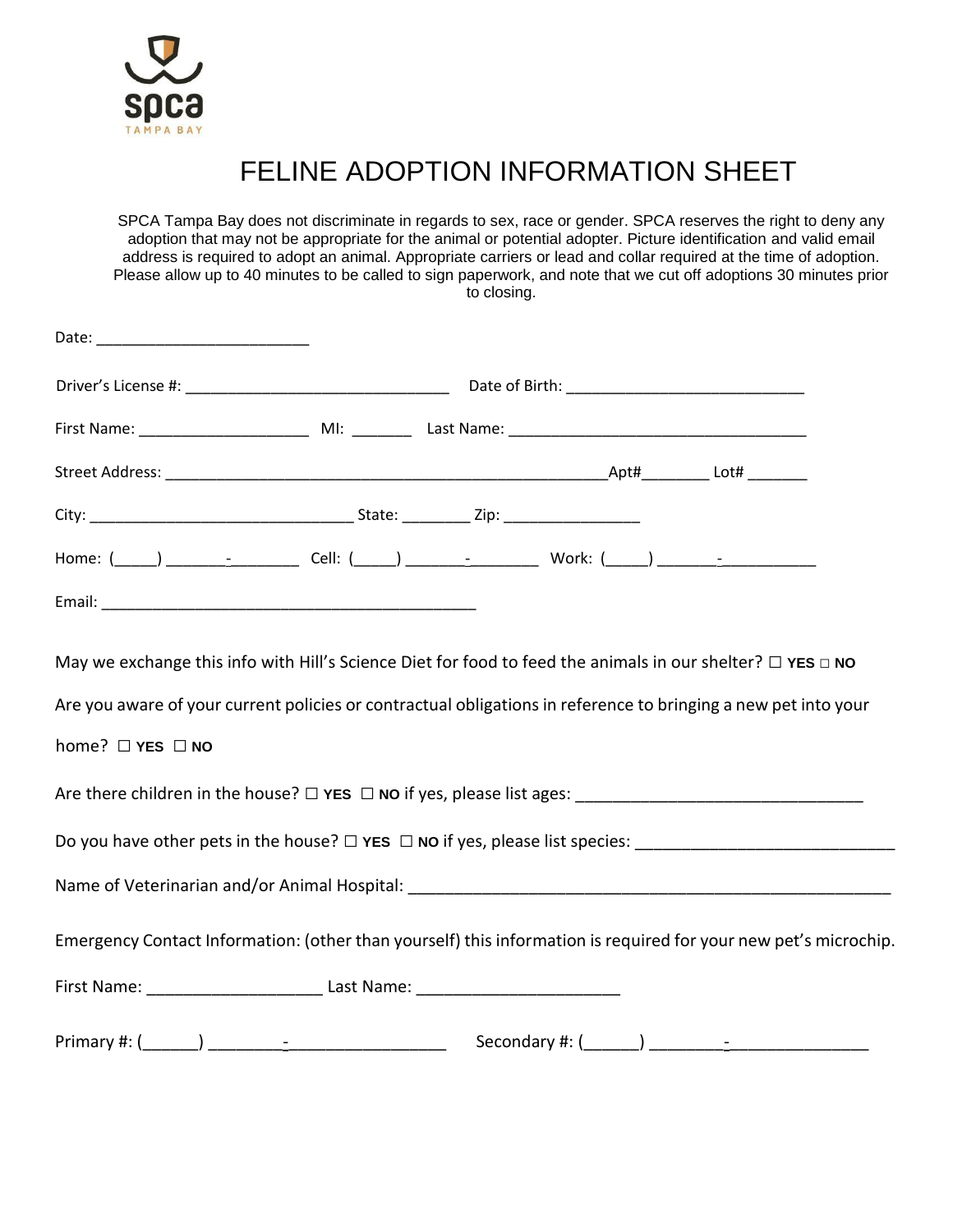spca
TAMPA BAY

# FELINE ADOPTION INFORMATION SHEET

SPCA Tampa Bay does not discriminate in regards to sex, race or gender. SPCA reserves the right to deny any adoption that may not be appropriate for the animal or potential adopter. Picture identification and valid email address is required to adopt an animal. Appropriate carriers or lead and collar required at the time of adoption. Please allow up to 40 minutes to be called to sign paperwork, and note that we cut off adoptions 30 minutes prior to closing.

Date: _________________________

Driver's License #: _______________________________ Date of Birth: ____________________________

First Name: ____________________ MI: _______ Last Name: ___________________________________

Street Address: ____________________________________________________Apt#________ Lot# _______

City: _______________________________ State: ________ Zip: ________________

Home: (_____) _______-________ Cell: (_____) _______-________ Work: (_____) _______-___________

Email: _____________________________________________

May we exchange this info with Hill's Science Diet for food to feed the animals in our shelter? ☐ **YES** ☐ **NO**

Are you aware of your current policies or contractual obligations in reference to bringing a new pet into your home? ☐ **YES** ☐ **NO**

Are there children in the house? ☐ **YES** ☐ **NO** if yes, please list ages: ______________________________

Do you have other pets in the house? ☐ **YES** ☐ **NO** if yes, please list species: ___________________________

Name of Veterinarian and/or Animal Hospital: _____________________________________________________

Emergency Contact Information: (other than yourself) this information is required for your new pet's microchip.

First Name: ___________________ Last Name: ______________________

Primary #: (______) ________-_________________ Secondary #: (______) ________-_______________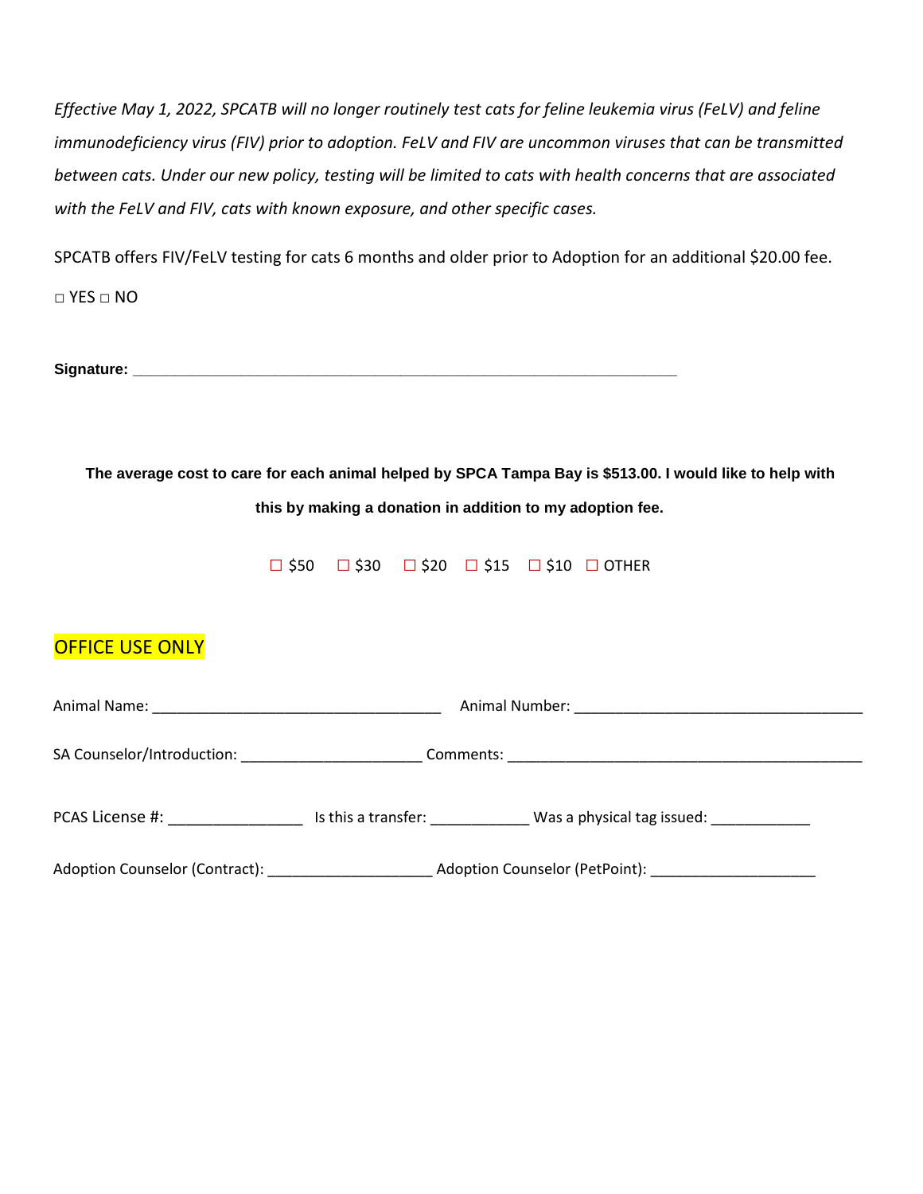*Effective May 1, 2022, SPCATB will no longer routinely test cats for feline leukemia virus (FeLV) and feline immunodeficiency virus (FIV) prior to adoption. FeLV and FIV are uncommon viruses that can be transmitted between cats. Under our new policy, testing will be limited to cats with health concerns that are associated with the FeLV and FIV, cats with known exposure, and other specific cases.*

SPCATB offers FIV/FeLV testing for cats 6 months and older prior to Adoption for an additional $20.00 fee.

□ YES □ NO

**Signature:** ____________________________________________________________

**The average cost to care for each animal helped by SPCA Tampa Bay is $513.00. I would like to help with this by making a donation in addition to my adoption fee.**

☐ $50 ☐ $30 ☐ $20 ☐ $15 ☐ $10 ☐ OTHER

## OFFICE USE ONLY

Animal Name: ___________________________________ Animal Number: ___________________________________

SA Counselor/Introduction: ______________________ Comments: ___________________________________________

PCAS License #: ________________ Is this a transfer: ____________ Was a physical tag issued: ____________

Adoption Counselor (Contract): ____________________ Adoption Counselor (PetPoint): ____________________